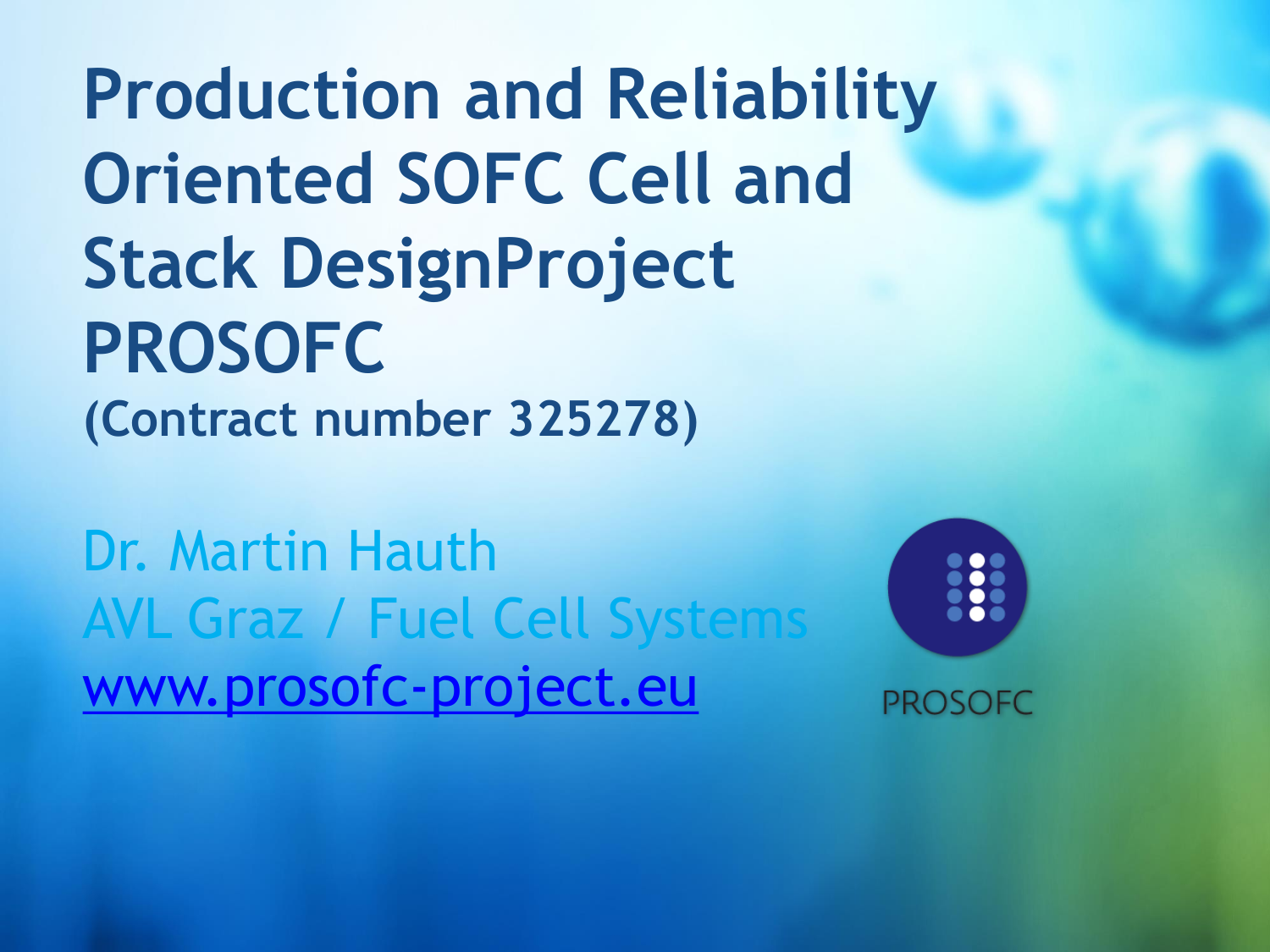# Production and Reliability Oriented SOFC Cell and Stack DesignProject PROSOFC

**(Contract number 325278)**

Dr. Martin Hauth

AVL Graz / Fuel Cell Systems

[www.prosofc-project.eu](http://www.prosofc-project.eu)

PROSOFC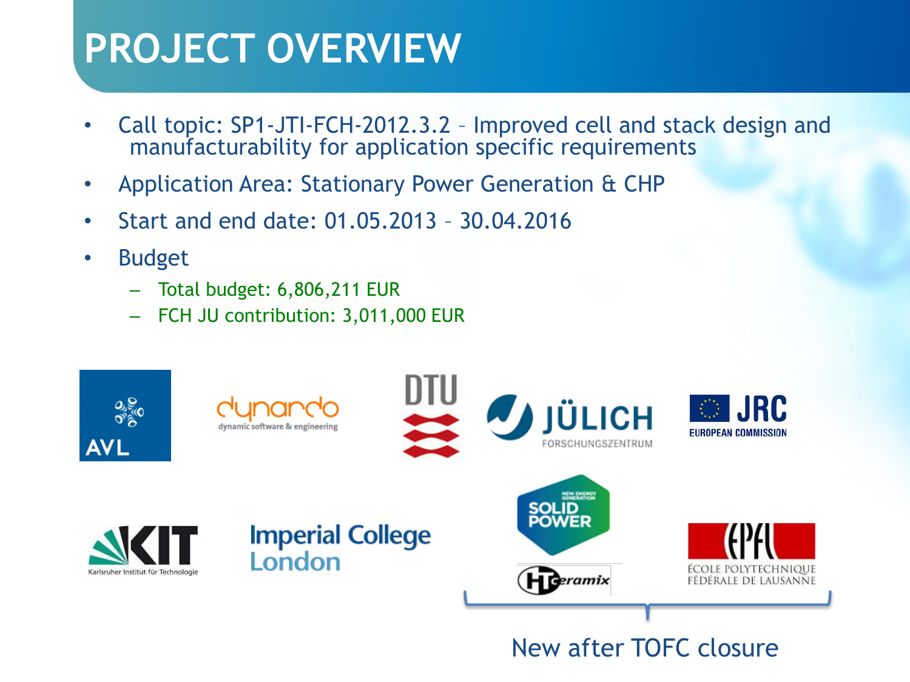# PROJECT OVERVIEW

- Call topic: SP1-JTI-FCH-2012.3.2 – Improved cell and stack design and manufacturability for application specific requirements
- Application Area: Stationary Power Generation & CHP
- Start and end date: 01.05.2013 – 30.04.2016
- Budget
  - Total budget: 6,806,211 EUR
  - FCH JU contribution: 3,011,000 EUR

AVL

dynardo dynamic software & engineering

DTU

JÜLICH FORSCHUNGSZENTRUM

JRC EUROPEAN COMMISSION

KIT Karlsruher Institut für Technologie

Imperial College London

SOLID POWER

HTceramix

EPFL ÉCOLE POLYTECHNIQUE FÉDÉRALE DE LAUSANNE

New after TOFC closure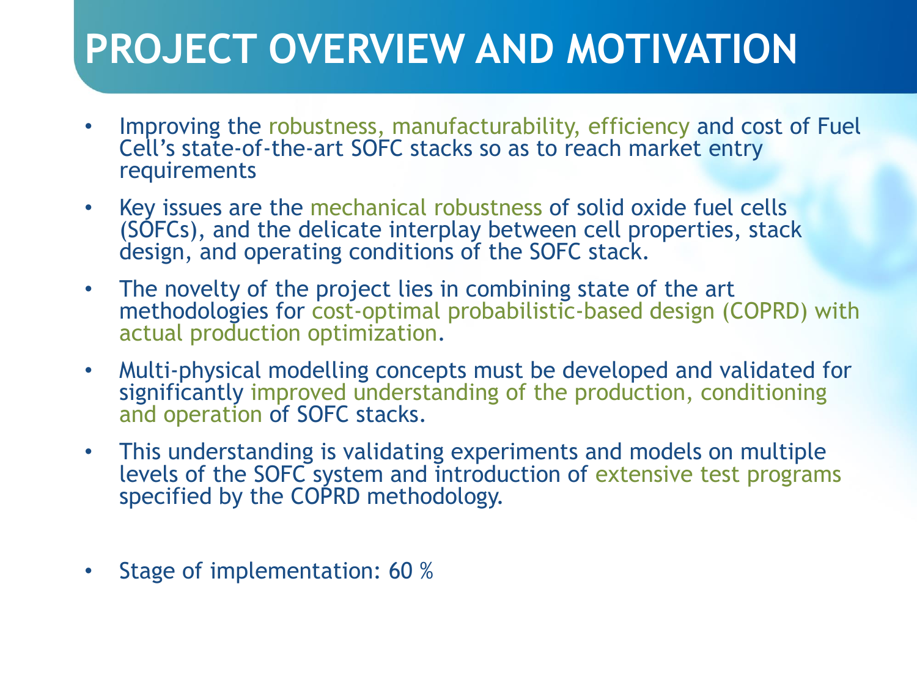# PROJECT OVERVIEW AND MOTIVATION

- Improving the robustness, manufacturability, efficiency and cost of Fuel Cell's state-of-the-art SOFC stacks so as to reach market entry requirements
- Key issues are the mechanical robustness of solid oxide fuel cells (SOFCs), and the delicate interplay between cell properties, stack design, and operating conditions of the SOFC stack.
- The novelty of the project lies in combining state of the art methodologies for cost-optimal probabilistic-based design (COPRD) with actual production optimization.
- Multi-physical modelling concepts must be developed and validated for significantly improved understanding of the production, conditioning and operation of SOFC stacks.
- This understanding is validating experiments and models on multiple levels of the SOFC system and introduction of extensive test programs specified by the COPRD methodology.
- Stage of implementation: 60 %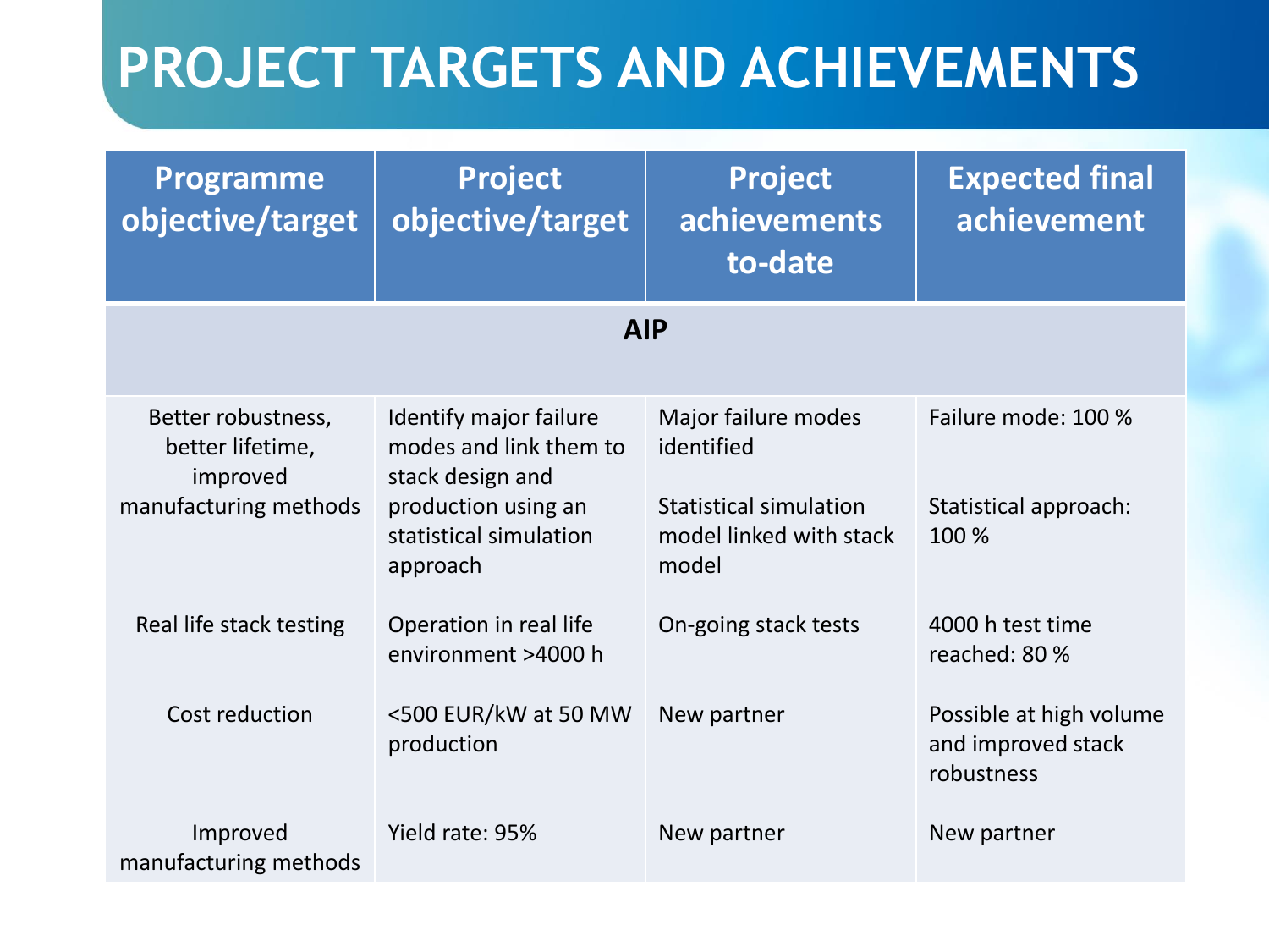# PROJECT TARGETS AND ACHIEVEMENTS

| Programme objective/target | Project objective/target | Project achievements to-date | Expected final achievement |
| --- | --- | --- | --- |
| **AIP** | | | |
| Better robustness, better lifetime, improved manufacturing methods | Identify major failure modes and link them to stack design and production using an statistical simulation approach | Major failure modes identified<br><br>Statistical simulation model linked with stack model | Failure mode: 100 %<br><br>Statistical approach: 100 % |
| Real life stack testing | Operation in real life environment >4000 h | On-going stack tests | 4000 h test time reached: 80 % |
| Cost reduction | <500 EUR/kW at 50 MW production | New partner | Possible at high volume and improved stack robustness |
| Improved manufacturing methods | Yield rate: 95% | New partner | New partner |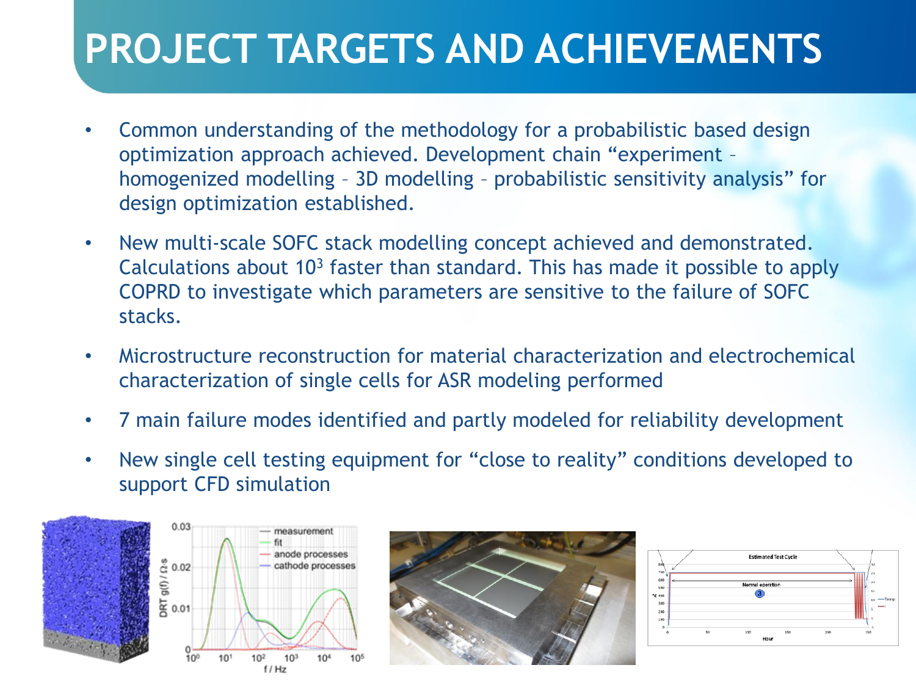# PROJECT TARGETS AND ACHIEVEMENTS

- Common understanding of the methodology for a probabilistic based design optimization approach achieved. Development chain "experiment – homogenized modelling – 3D modelling – probabilistic sensitivity analysis" for design optimization established.
- New multi-scale SOFC stack modelling concept achieved and demonstrated. Calculations about $10^3$ faster than standard. This has made it possible to apply COPRD to investigate which parameters are sensitive to the failure of SOFC stacks.
- Microstructure reconstruction for material characterization and electrochemical characterization of single cells for ASR modeling performed
- 7 main failure modes identified and partly modeled for reliability development
- New single cell testing equipment for "close to reality" conditions developed to support CFD simulation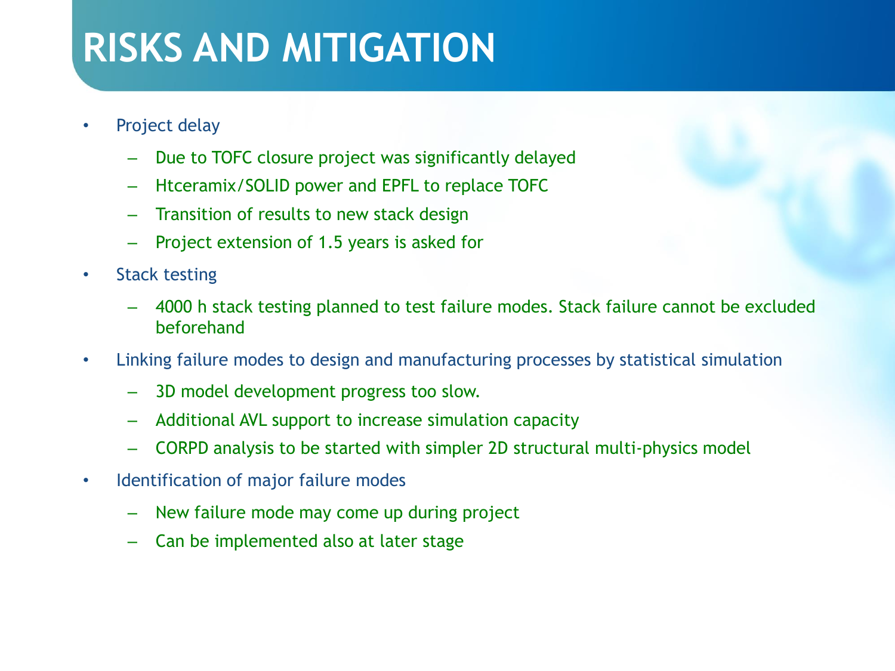# RISKS AND MITIGATION

- Project delay
  - Due to TOFC closure project was significantly delayed
  - Htceramix/SOLID power and EPFL to replace TOFC
  - Transition of results to new stack design
  - Project extension of 1.5 years is asked for
- Stack testing
  - 4000 h stack testing planned to test failure modes. Stack failure cannot be excluded beforehand
- Linking failure modes to design and manufacturing processes by statistical simulation
  - 3D model development progress too slow.
  - Additional AVL support to increase simulation capacity
  - CORPD analysis to be started with simpler 2D structural multi-physics model
- Identification of major failure modes
  - New failure mode may come up during project
  - Can be implemented also at later stage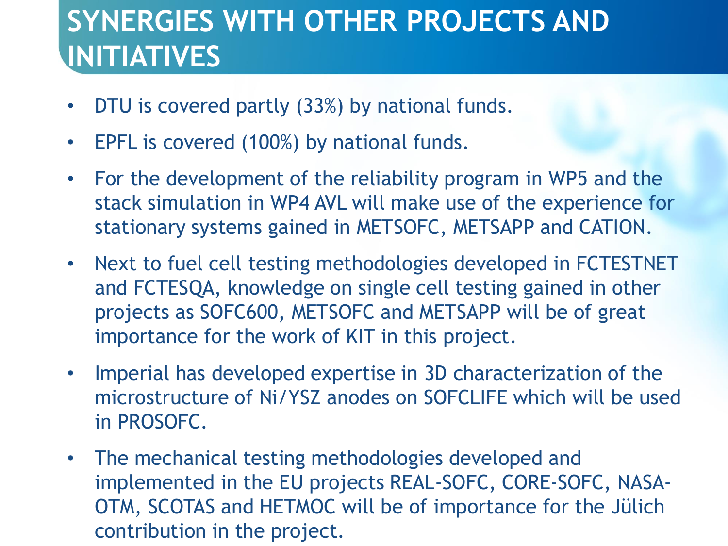# SYNERGIES WITH OTHER PROJECTS AND INITIATIVES

- DTU is covered partly (33%) by national funds.
- EPFL is covered (100%) by national funds.
- For the development of the reliability program in WP5 and the stack simulation in WP4 AVL will make use of the experience for stationary systems gained in METSOFC, METSAPP and CATION.
- Next to fuel cell testing methodologies developed in FCTESTNET and FCTESQA, knowledge on single cell testing gained in other projects as SOFC600, METSOFC and METSAPP will be of great importance for the work of KIT in this project.
- Imperial has developed expertise in 3D characterization of the microstructure of Ni/YSZ anodes on SOFCLIFE which will be used in PROSOFC.
- The mechanical testing methodologies developed and implemented in the EU projects REAL-SOFC, CORE-SOFC, NASA-OTM, SCOTAS and HETMOC will be of importance for the Jülich contribution in the project.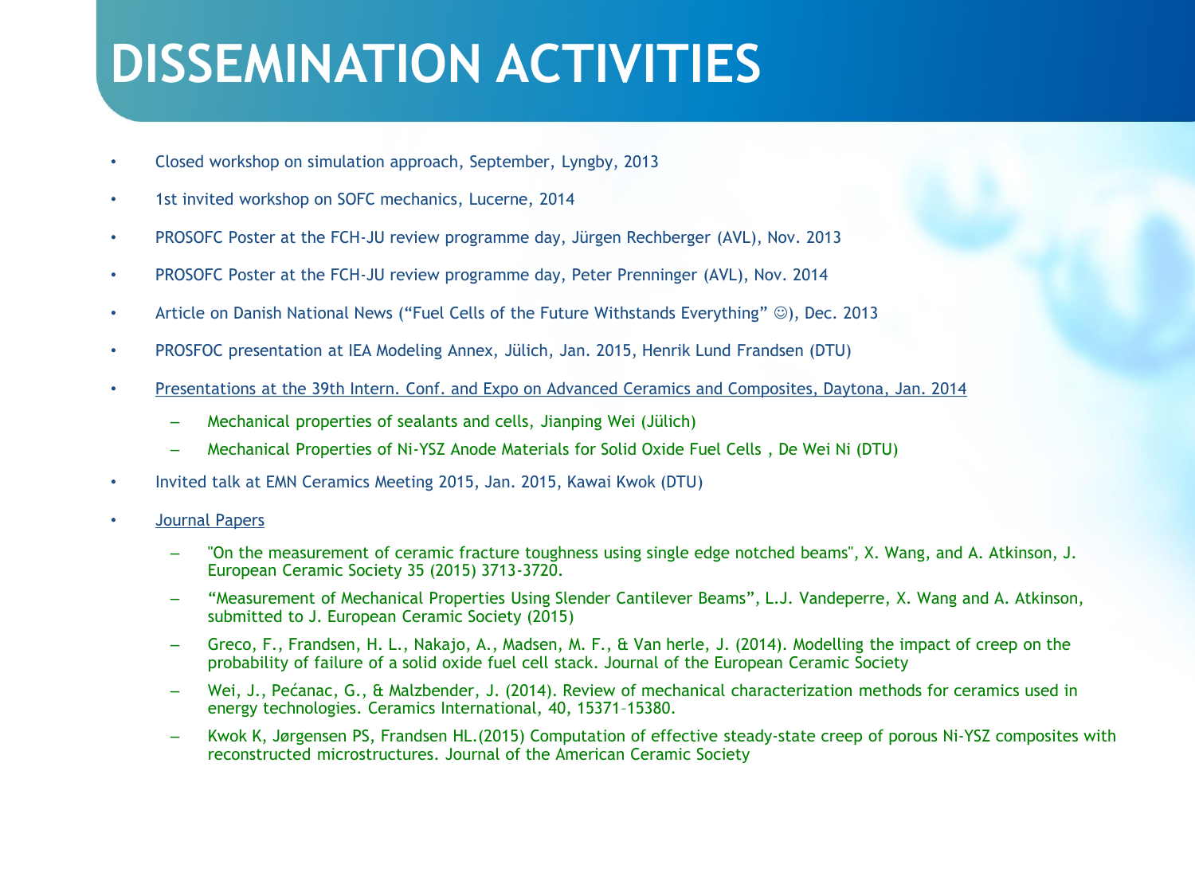# DISSEMINATION ACTIVITIES

- Closed workshop on simulation approach, September, Lyngby, 2013
- 1st invited workshop on SOFC mechanics, Lucerne, 2014
- PROSOFC Poster at the FCH-JU review programme day, Jürgen Rechberger (AVL), Nov. 2013
- PROSOFC Poster at the FCH-JU review programme day, Peter Prenninger (AVL), Nov. 2014
- Article on Danish National News (“Fuel Cells of the Future Withstands Everything” ☺), Dec. 2013
- PROSFOC presentation at IEA Modeling Annex, Jülich, Jan. 2015, Henrik Lund Frandsen (DTU)
- Presentations at the 39th Intern. Conf. and Expo on Advanced Ceramics and Composites, Daytona, Jan. 2014
  - Mechanical properties of sealants and cells, Jianping Wei (Jülich)
  - Mechanical Properties of Ni-YSZ Anode Materials for Solid Oxide Fuel Cells , De Wei Ni (DTU)
- Invited talk at EMN Ceramics Meeting 2015, Jan. 2015, Kawai Kwok (DTU)
- Journal Papers
  - "On the measurement of ceramic fracture toughness using single edge notched beams", X. Wang, and A. Atkinson, J. European Ceramic Society 35 (2015) 3713-3720.
  - “Measurement of Mechanical Properties Using Slender Cantilever Beams”, L.J. Vandeperre, X. Wang and A. Atkinson, submitted to J. European Ceramic Society (2015)
  - Greco, F., Frandsen, H. L., Nakajo, A., Madsen, M. F., & Van herle, J. (2014). Modelling the impact of creep on the probability of failure of a solid oxide fuel cell stack. Journal of the European Ceramic Society
  - Wei, J., Pećanac, G., & Malzbender, J. (2014). Review of mechanical characterization methods for ceramics used in energy technologies. Ceramics International, 40, 15371–15380.
  - Kwok K, Jørgensen PS, Frandsen HL.(2015) Computation of effective steady-state creep of porous Ni-YSZ composites with reconstructed microstructures. Journal of the American Ceramic Society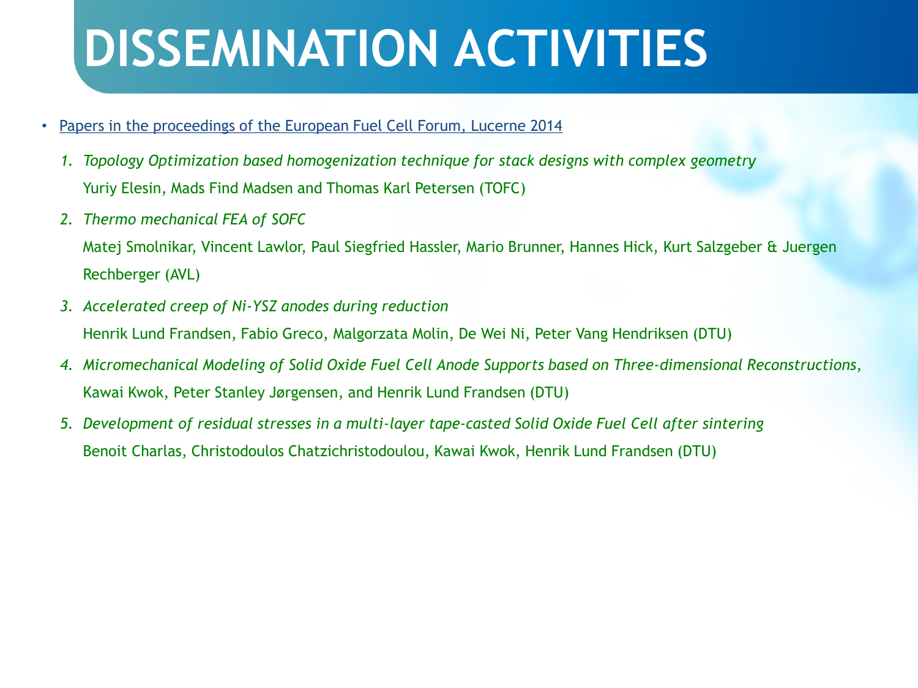# DISSEMINATION ACTIVITIES

- Papers in the proceedings of the European Fuel Cell Forum, Lucerne 2014
  1. *Topology Optimization based homogenization technique for stack designs with complex geometry*
     Yuriy Elesin, Mads Find Madsen and Thomas Karl Petersen (TOFC)
  2. *Thermo mechanical FEA of SOFC*
     Matej Smolnikar, Vincent Lawlor, Paul Siegfried Hassler, Mario Brunner, Hannes Hick, Kurt Salzgeber & Juergen Rechberger (AVL)
  3. *Accelerated creep of Ni-YSZ anodes during reduction*
     Henrik Lund Frandsen, Fabio Greco, Malgorzata Molin, De Wei Ni, Peter Vang Hendriksen (DTU)
  4. *Micromechanical Modeling of Solid Oxide Fuel Cell Anode Supports based on Three-dimensional Reconstructions*,
     Kawai Kwok, Peter Stanley Jørgensen, and Henrik Lund Frandsen (DTU)
  5. *Development of residual stresses in a multi-layer tape-casted Solid Oxide Fuel Cell after sintering*
     Benoit Charlas, Christodoulos Chatzichristodoulou, Kawai Kwok, Henrik Lund Frandsen (DTU)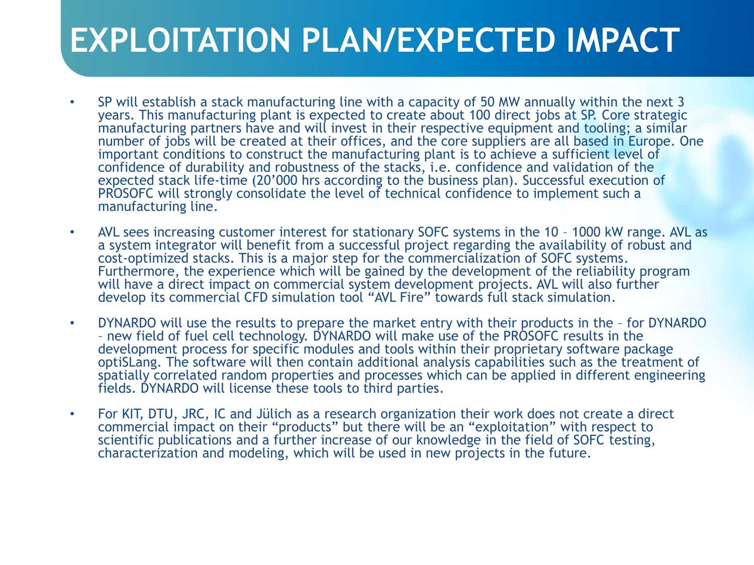# EXPLOITATION PLAN/EXPECTED IMPACT

- SP will establish a stack manufacturing line with a capacity of 50 MW annually within the next 3 years. This manufacturing plant is expected to create about 100 direct jobs at SP. Core strategic manufacturing partners have and will invest in their respective equipment and tooling; a similar number of jobs will be created at their offices, and the core suppliers are all based in Europe. One important conditions to construct the manufacturing plant is to achieve a sufficient level of confidence of durability and robustness of the stacks, i.e. confidence and validation of the expected stack life-time (20'000 hrs according to the business plan). Successful execution of PROSOFC will strongly consolidate the level of technical confidence to implement such a manufacturing line.

- AVL sees increasing customer interest for stationary SOFC systems in the 10 – 1000 kW range. AVL as a system integrator will benefit from a successful project regarding the availability of robust and cost-optimized stacks. This is a major step for the commercialization of SOFC systems. Furthermore, the experience which will be gained by the development of the reliability program will have a direct impact on commercial system development projects. AVL will also further develop its commercial CFD simulation tool "AVL Fire" towards full stack simulation.

- DYNARDO will use the results to prepare the market entry with their products in the – for DYNARDO – new field of fuel cell technology. DYNARDO will make use of the PROSOFC results in the development process for specific modules and tools within their proprietary software package optiSLang. The software will then contain additional analysis capabilities such as the treatment of spatially correlated random properties and processes which can be applied in different engineering fields. DYNARDO will license these tools to third parties.

- For KIT, DTU, JRC, IC and Jülich as a research organization their work does not create a direct commercial impact on their "products" but there will be an "exploitation" with respect to scientific publications and a further increase of our knowledge in the field of SOFC testing, characterization and modeling, which will be used in new projects in the future.